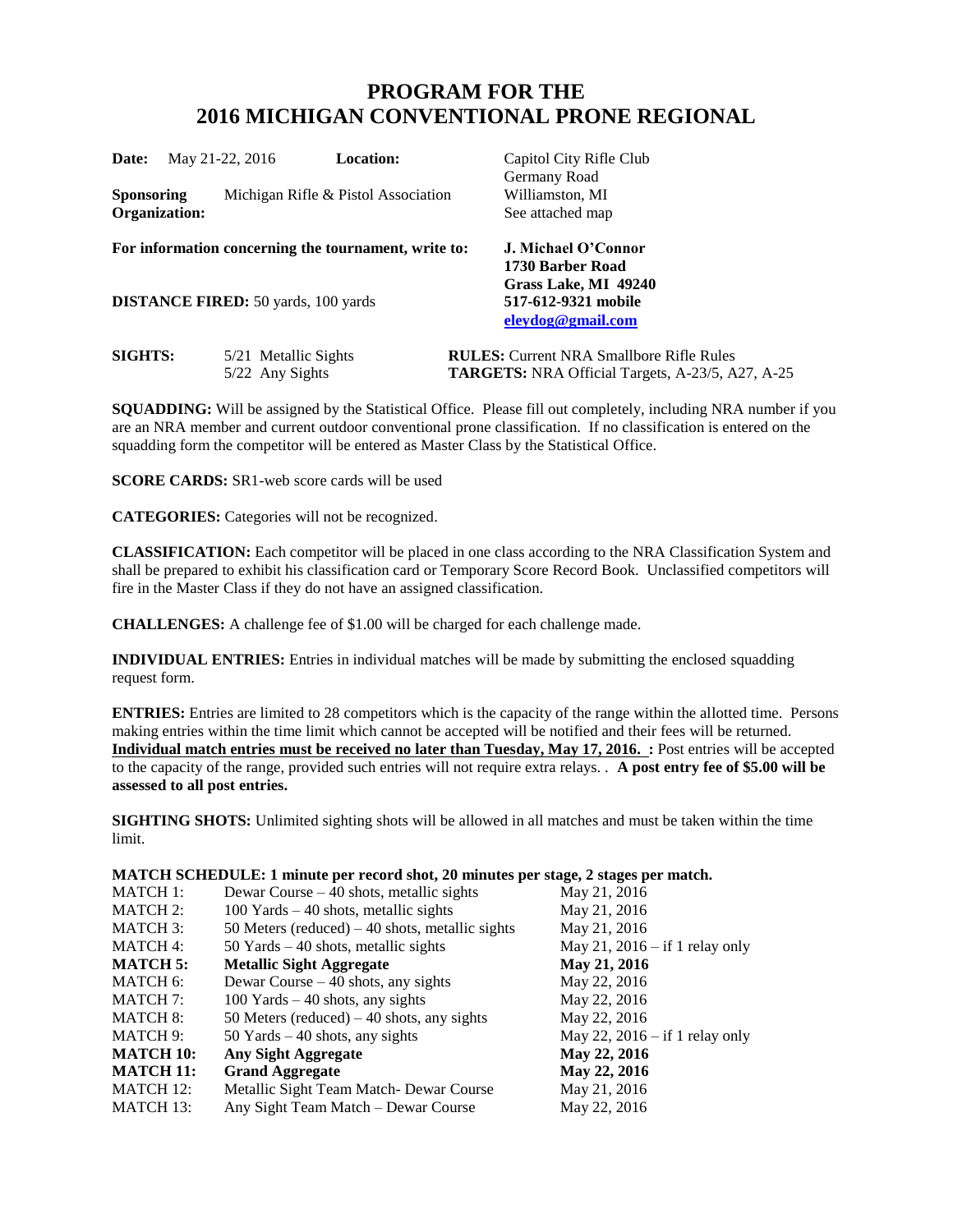# PROGRAM FOR THE
# 2016 MICHIGAN CONVENTIONAL PRONE REGIONAL

**Date:** May 21-22, 2016

**Location:** Capitol City Rifle Club, Germany Road, Williamston, MI. See attached map

**Sponsoring Organization:** Michigan Rifle & Pistol Association

**For information concerning the tournament, write to:**
**J. Michael O'Connor**
**1730 Barber Road**
**Grass Lake, MI 49240**
**517-612-9321 mobile**
**eleydog@gmail.com**

**DISTANCE FIRED:** 50 yards, 100 yards

**SIGHTS:** 5/21 Metallic Sights; 5/22 Any Sights

**RULES:** Current NRA Smallbore Rifle Rules

**TARGETS:** NRA Official Targets, A-23/5, A27, A-25

**SQUADDING:** Will be assigned by the Statistical Office. Please fill out completely, including NRA number if you are an NRA member and current outdoor conventional prone classification. If no classification is entered on the squadding form the competitor will be entered as Master Class by the Statistical Office.

**SCORE CARDS:** SR1-web score cards will be used

**CATEGORIES:** Categories will not be recognized.

**CLASSIFICATION:** Each competitor will be placed in one class according to the NRA Classification System and shall be prepared to exhibit his classification card or Temporary Score Record Book. Unclassified competitors will fire in the Master Class if they do not have an assigned classification.

**CHALLENGES:** A challenge fee of $1.00 will be charged for each challenge made.

**INDIVIDUAL ENTRIES:** Entries in individual matches will be made by submitting the enclosed squadding request form.

**ENTRIES:** Entries are limited to 28 competitors which is the capacity of the range within the allotted time. Persons making entries within the time limit which cannot be accepted will be notified and their fees will be returned. **Individual match entries must be received no later than Tuesday, May 17, 2016. :** Post entries will be accepted to the capacity of the range, provided such entries will not require extra relays. . **A post entry fee of $5.00 will be assessed to all post entries.**

**SIGHTING SHOTS:** Unlimited sighting shots will be allowed in all matches and must be taken within the time limit.

**MATCH SCHEDULE: 1 minute per record shot, 20 minutes per stage, 2 stages per match.**

| Match | Description | Date |
|---|---|---|
| MATCH 1: | Dewar Course – 40 shots, metallic sights | May 21, 2016 |
| MATCH 2: | 100 Yards – 40 shots, metallic sights | May 21, 2016 |
| MATCH 3: | 50 Meters (reduced) – 40 shots, metallic sights | May 21, 2016 |
| MATCH 4: | 50 Yards – 40 shots, metallic sights | May 21, 2016 – if 1 relay only |
| **MATCH 5:** | **Metallic Sight Aggregate** | **May 21, 2016** |
| MATCH 6: | Dewar Course – 40 shots, any sights | May 22, 2016 |
| MATCH 7: | 100 Yards – 40 shots, any sights | May 22, 2016 |
| MATCH 8: | 50 Meters (reduced) – 40 shots, any sights | May 22, 2016 |
| MATCH 9: | 50 Yards – 40 shots, any sights | May 22, 2016 – if 1 relay only |
| **MATCH 10:** | **Any Sight Aggregate** | **May 22, 2016** |
| **MATCH 11:** | **Grand Aggregate** | **May 22, 2016** |
| MATCH 12: | Metallic Sight Team Match- Dewar Course | May 21, 2016 |
| MATCH 13: | Any Sight Team Match – Dewar Course | May 22, 2016 |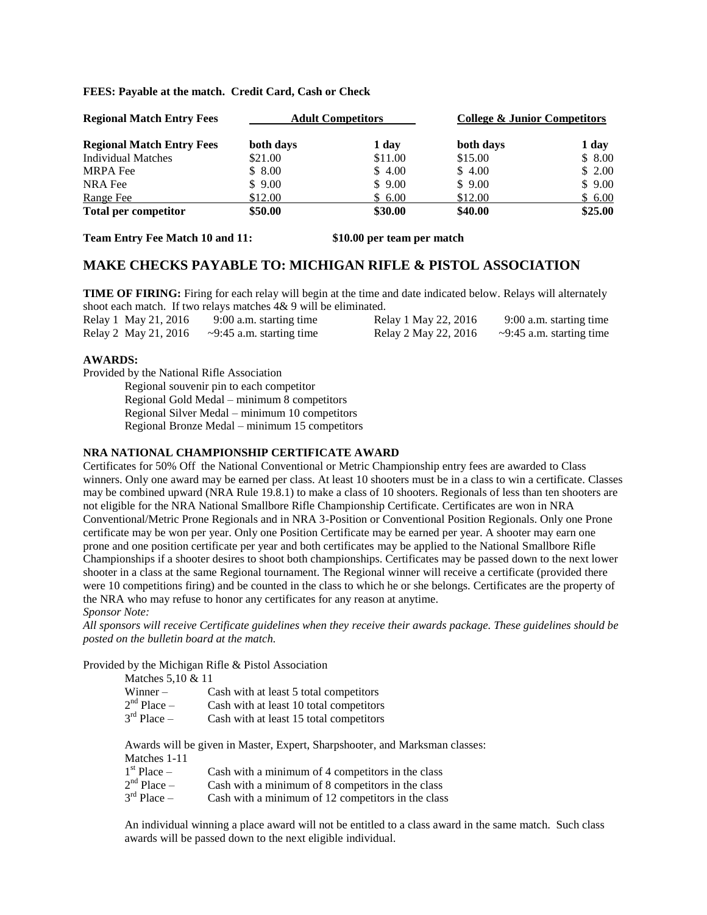**FEES: Payable at the match. Credit Card, Cash or Check**

| **Regional Match Entry Fees** | **Adult Competitors** | | **College & Junior Competitors** | |
|---|---|---|---|---|
| **Regional Match Entry Fees** | **both days** | **1 day** | **both days** | **1 day** |
| Individual Matches | $21.00 | $11.00 | $15.00 | $ 8.00 |
| MRPA Fee | $ 8.00 | $ 4.00 | $ 4.00 | $ 2.00 |
| NRA Fee | $ 9.00 | $ 9.00 | $ 9.00 | $ 9.00 |
| Range Fee | $12.00 | $ 6.00 | $12.00 | $ 6.00 |
| **Total per competitor** | **$50.00** | **$30.00** | **$40.00** | **$25.00** |

**Team Entry Fee Match 10 and 11:** **$10.00 per team per match**

## MAKE CHECKS PAYABLE TO: MICHIGAN RIFLE & PISTOL ASSOCIATION

**TIME OF FIRING:** Firing for each relay will begin at the time and date indicated below. Relays will alternately shoot each match. If two relays matches 4& 9 will be eliminated.

| | | | |
|---|---|---|---|
| Relay 1 May 21, 2016 | 9:00 a.m. starting time | Relay 1 May 22, 2016 | 9:00 a.m. starting time |
| Relay 2 May 21, 2016 | ~9:45 a.m. starting time | Relay 2 May 22, 2016 | ~9:45 a.m. starting time |

**AWARDS:**

Provided by the National Rifle Association

Regional souvenir pin to each competitor
Regional Gold Medal – minimum 8 competitors
Regional Silver Medal – minimum 10 competitors
Regional Bronze Medal – minimum 15 competitors

**NRA NATIONAL CHAMPIONSHIP CERTIFICATE AWARD**

Certificates for 50% Off the National Conventional or Metric Championship entry fees are awarded to Class winners. Only one award may be earned per class. At least 10 shooters must be in a class to win a certificate. Classes may be combined upward (NRA Rule 19.8.1) to make a class of 10 shooters. Regionals of less than ten shooters are not eligible for the NRA National Smallbore Rifle Championship Certificate. Certificates are won in NRA Conventional/Metric Prone Regionals and in NRA 3-Position or Conventional Position Regionals. Only one Prone certificate may be won per year. Only one Position Certificate may be earned per year. A shooter may earn one prone and one position certificate per year and both certificates may be applied to the National Smallbore Rifle Championships if a shooter desires to shoot both championships. Certificates may be passed down to the next lower shooter in a class at the same Regional tournament. The Regional winner will receive a certificate (provided there were 10 competitions firing) and be counted in the class to which he or she belongs. Certificates are the property of the NRA who may refuse to honor any certificates for any reason at anytime.

*Sponsor Note:*

*All sponsors will receive Certificate guidelines when they receive their awards package. These guidelines should be posted on the bulletin board at the match.*

Provided by the Michigan Rifle & Pistol Association

Matches 5,10 & 11

| | |
|---|---|
| Winner – | Cash with at least 5 total competitors |
| 2nd Place – | Cash with at least 10 total competitors |
| 3rd Place – | Cash with at least 15 total competitors |

Awards will be given in Master, Expert, Sharpshooter, and Marksman classes:

Matches 1-11

| | |
|---|---|
| 1st Place – | Cash with a minimum of 4 competitors in the class |
| 2nd Place – | Cash with a minimum of 8 competitors in the class |
| 3rd Place – | Cash with a minimum of 12 competitors in the class |

An individual winning a place award will not be entitled to a class award in the same match. Such class awards will be passed down to the next eligible individual.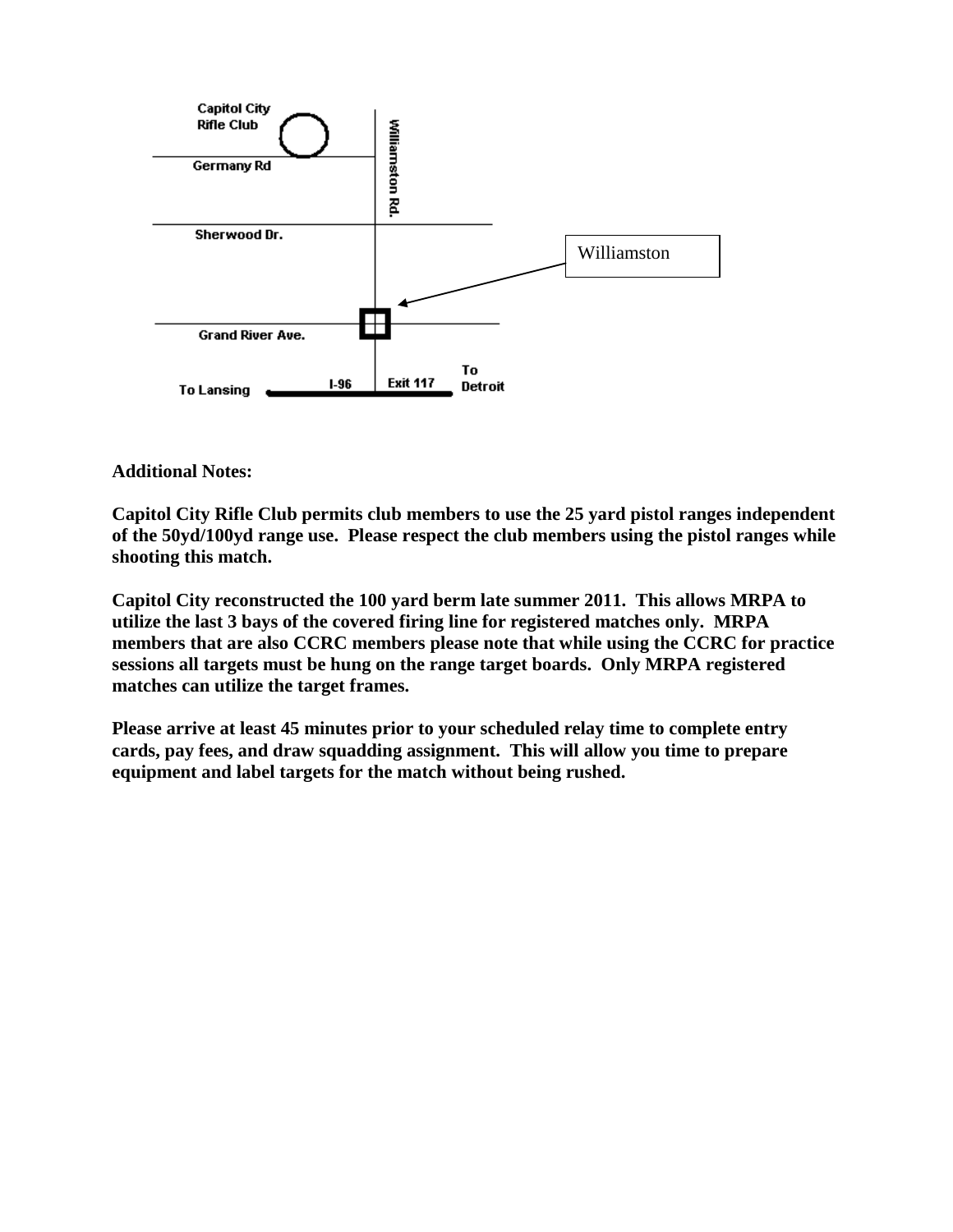Capitol City Rifle Club

Germany Rd

Williamston Rd.

Sherwood Dr.

Williamston

Grand River Ave.

To Lansing

I-96

Exit 117

To Detroit

**Additional Notes:**

**Capitol City Rifle Club permits club members to use the 25 yard pistol ranges independent of the 50yd/100yd range use. Please respect the club members using the pistol ranges while shooting this match.**

**Capitol City reconstructed the 100 yard berm late summer 2011. This allows MRPA to utilize the last 3 bays of the covered firing line for registered matches only. MRPA members that are also CCRC members please note that while using the CCRC for practice sessions all targets must be hung on the range target boards. Only MRPA registered matches can utilize the target frames.**

**Please arrive at least 45 minutes prior to your scheduled relay time to complete entry cards, pay fees, and draw squadding assignment. This will allow you time to prepare equipment and label targets for the match without being rushed.**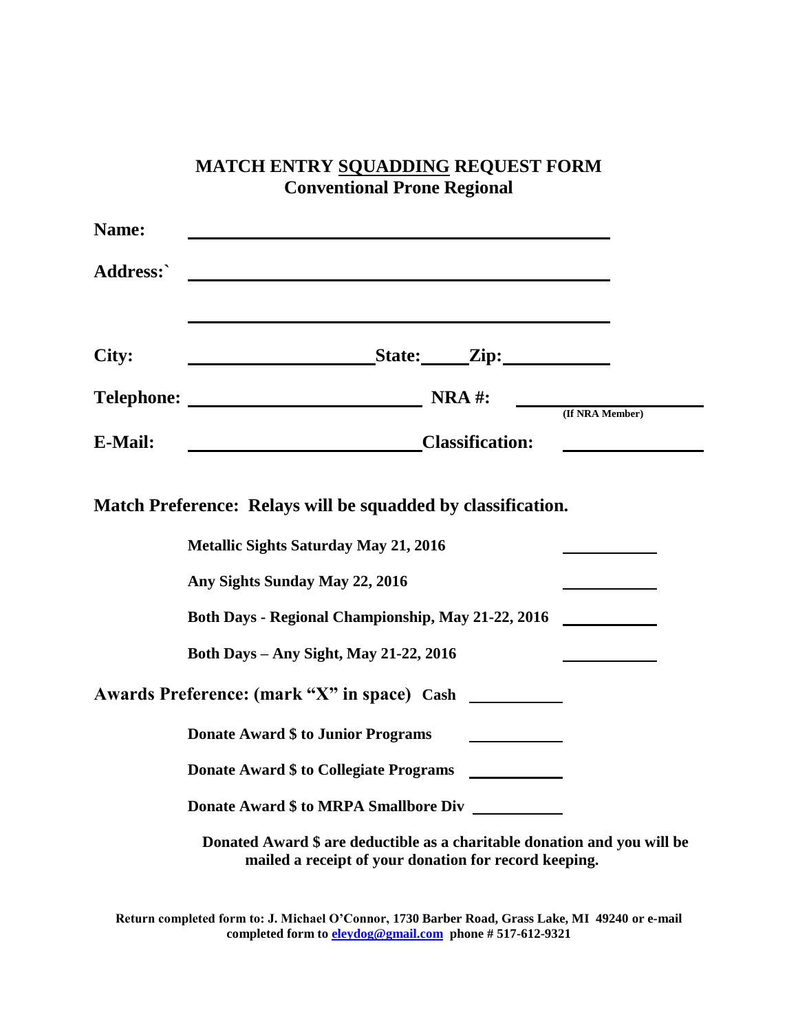# MATCH ENTRY <u>SQUADDING</u> REQUEST FORM
## Conventional Prone Regional

**Name:** ______________________________________________

**Address:`** ______________________________________________

______________________________________________

**City:** ____________________ **State:** _____ **Zip:** ___________

**Telephone:** _________________________ **NRA #:** ___________________ (If NRA Member)

**E-Mail:** _________________________ **Classification:** _______________

**Match Preference: Relays will be squadded by classification.**

**Metallic Sights Saturday May 21, 2016** ___________

**Any Sights Sunday May 22, 2016** ___________

**Both Days - Regional Championship, May 21-22, 2016** ___________

**Both Days – Any Sight, May 21-22, 2016** ___________

**Awards Preference: (mark "X" in space) Cash** ___________

**Donate Award $ to Junior Programs** ___________

**Donate Award $ to Collegiate Programs** ___________

**Donate Award $ to MRPA Smallbore Div** ___________

**Donated Award $ are deductible as a charitable donation and you will be mailed a receipt of your donation for record keeping.**

**Return completed form to: J. Michael O'Connor, 1730 Barber Road, Grass Lake, MI 49240 or e-mail completed form to [eleydog@gmail.com](mailto:eleydog@gmail.com) phone # 517-612-9321**